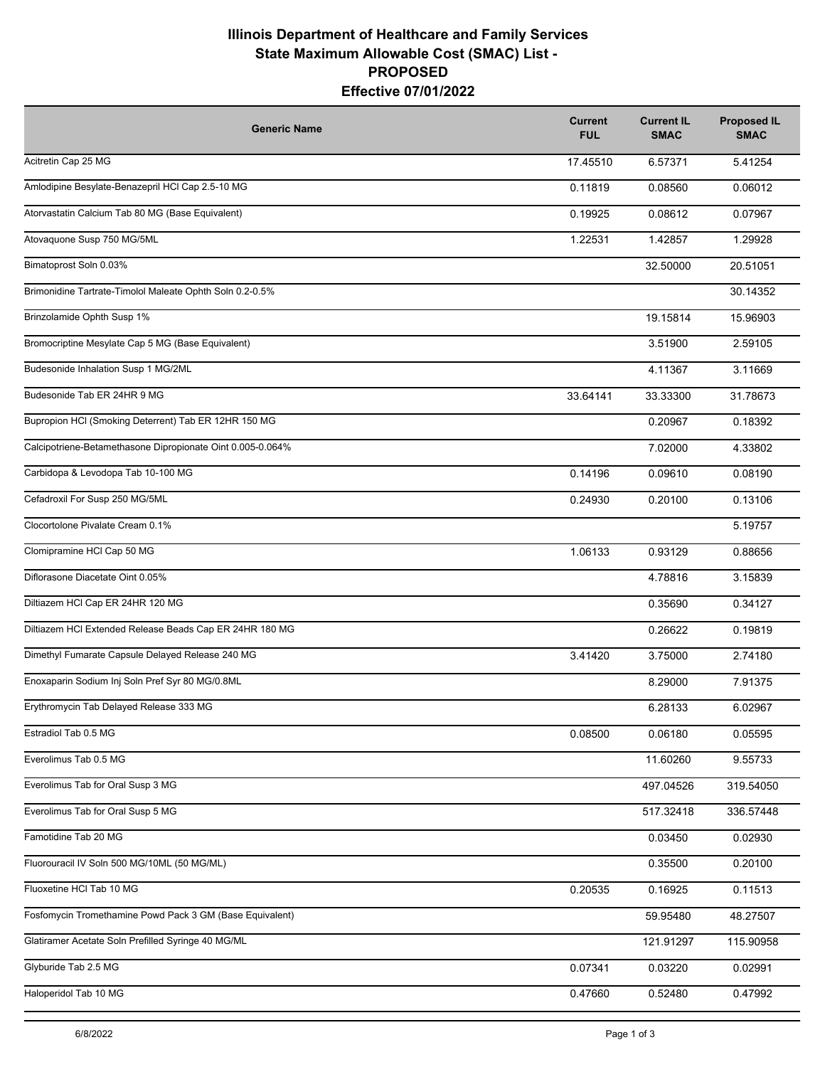# Illinois Department of Healthcare and Family Services
# State Maximum Allowable Cost (SMAC) List - PROPOSED
# Effective 07/01/2022

| Generic Name | Current FUL | Current IL SMAC | Proposed IL SMAC |
|---|---|---|---|
| Acitretin Cap 25 MG | 17.45510 | 6.57371 | 5.41254 |
| Amlodipine Besylate-Benazepril HCl Cap 2.5-10 MG | 0.11819 | 0.08560 | 0.06012 |
| Atorvastatin Calcium Tab 80 MG (Base Equivalent) | 0.19925 | 0.08612 | 0.07967 |
| Atovaquone Susp 750 MG/5ML | 1.22531 | 1.42857 | 1.29928 |
| Bimatoprost Soln 0.03% | | 32.50000 | 20.51051 |
| Brimonidine Tartrate-Timolol Maleate Ophth Soln 0.2-0.5% | | | 30.14352 |
| Brinzolamide Ophth Susp 1% | | 19.15814 | 15.96903 |
| Bromocriptine Mesylate Cap 5 MG (Base Equivalent) | | 3.51900 | 2.59105 |
| Budesonide Inhalation Susp 1 MG/2ML | | 4.11367 | 3.11669 |
| Budesonide Tab ER 24HR 9 MG | 33.64141 | 33.33300 | 31.78673 |
| Bupropion HCl (Smoking Deterrent) Tab ER 12HR 150 MG | | 0.20967 | 0.18392 |
| Calcipotriene-Betamethasone Dipropionate Oint 0.005-0.064% | | 7.02000 | 4.33802 |
| Carbidopa & Levodopa Tab 10-100 MG | 0.14196 | 0.09610 | 0.08190 |
| Cefadroxil For Susp 250 MG/5ML | 0.24930 | 0.20100 | 0.13106 |
| Clocortolone Pivalate Cream 0.1% | | | 5.19757 |
| Clomipramine HCl Cap 50 MG | 1.06133 | 0.93129 | 0.88656 |
| Diflorasone Diacetate Oint 0.05% | | 4.78816 | 3.15839 |
| Diltiazem HCl Cap ER 24HR 120 MG | | 0.35690 | 0.34127 |
| Diltiazem HCl Extended Release Beads Cap ER 24HR 180 MG | | 0.26622 | 0.19819 |
| Dimethyl Fumarate Capsule Delayed Release 240 MG | 3.41420 | 3.75000 | 2.74180 |
| Enoxaparin Sodium Inj Soln Pref Syr 80 MG/0.8ML | | 8.29000 | 7.91375 |
| Erythromycin Tab Delayed Release 333 MG | | 6.28133 | 6.02967 |
| Estradiol Tab 0.5 MG | 0.08500 | 0.06180 | 0.05595 |
| Everolimus Tab 0.5 MG | | 11.60260 | 9.55733 |
| Everolimus Tab for Oral Susp 3 MG | | 497.04526 | 319.54050 |
| Everolimus Tab for Oral Susp 5 MG | | 517.32418 | 336.57448 |
| Famotidine Tab 20 MG | | 0.03450 | 0.02930 |
| Fluorouracil IV Soln 500 MG/10ML (50 MG/ML) | | 0.35500 | 0.20100 |
| Fluoxetine HCl Tab 10 MG | 0.20535 | 0.16925 | 0.11513 |
| Fosfomycin Tromethamine Powd Pack 3 GM (Base Equivalent) | | 59.95480 | 48.27507 |
| Glatiramer Acetate Soln Prefilled Syringe 40 MG/ML | | 121.91297 | 115.90958 |
| Glyburide Tab 2.5 MG | 0.07341 | 0.03220 | 0.02991 |
| Haloperidol Tab 10 MG | 0.47660 | 0.52480 | 0.47992 |

6/8/2022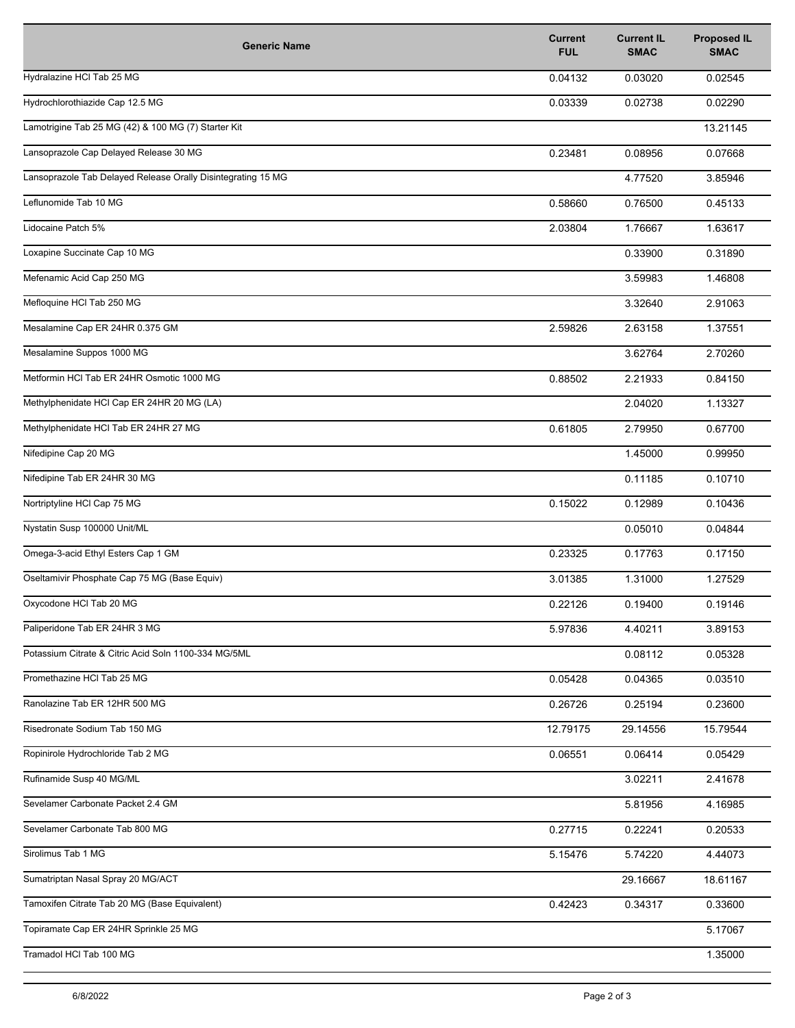| Generic Name | Current FUL | Current IL SMAC | Proposed IL SMAC |
| --- | --- | --- | --- |
| Hydralazine HCl Tab 25 MG | 0.04132 | 0.03020 | 0.02545 |
| Hydrochlorothiazide Cap 12.5 MG | 0.03339 | 0.02738 | 0.02290 |
| Lamotrigine Tab 25 MG (42) & 100 MG (7) Starter Kit | | | 13.21145 |
| Lansoprazole Cap Delayed Release 30 MG | 0.23481 | 0.08956 | 0.07668 |
| Lansoprazole Tab Delayed Release Orally Disintegrating 15 MG | | 4.77520 | 3.85946 |
| Leflunomide Tab 10 MG | 0.58660 | 0.76500 | 0.45133 |
| Lidocaine Patch 5% | 2.03804 | 1.76667 | 1.63617 |
| Loxapine Succinate Cap 10 MG | | 0.33900 | 0.31890 |
| Mefenamic Acid Cap 250 MG | | 3.59983 | 1.46808 |
| Mefloquine HCl Tab 250 MG | | 3.32640 | 2.91063 |
| Mesalamine Cap ER 24HR 0.375 GM | 2.59826 | 2.63158 | 1.37551 |
| Mesalamine Suppos 1000 MG | | 3.62764 | 2.70260 |
| Metformin HCl Tab ER 24HR Osmotic 1000 MG | 0.88502 | 2.21933 | 0.84150 |
| Methylphenidate HCl Cap ER 24HR 20 MG (LA) | | 2.04020 | 1.13327 |
| Methylphenidate HCl Tab ER 24HR 27 MG | 0.61805 | 2.79950 | 0.67700 |
| Nifedipine Cap 20 MG | | 1.45000 | 0.99950 |
| Nifedipine Tab ER 24HR 30 MG | | 0.11185 | 0.10710 |
| Nortriptyline HCl Cap 75 MG | 0.15022 | 0.12989 | 0.10436 |
| Nystatin Susp 100000 Unit/ML | | 0.05010 | 0.04844 |
| Omega-3-acid Ethyl Esters Cap 1 GM | 0.23325 | 0.17763 | 0.17150 |
| Oseltamivir Phosphate Cap 75 MG (Base Equiv) | 3.01385 | 1.31000 | 1.27529 |
| Oxycodone HCl Tab 20 MG | 0.22126 | 0.19400 | 0.19146 |
| Paliperidone Tab ER 24HR 3 MG | 5.97836 | 4.40211 | 3.89153 |
| Potassium Citrate & Citric Acid Soln 1100-334 MG/5ML | | 0.08112 | 0.05328 |
| Promethazine HCl Tab 25 MG | 0.05428 | 0.04365 | 0.03510 |
| Ranolazine Tab ER 12HR 500 MG | 0.26726 | 0.25194 | 0.23600 |
| Risedronate Sodium Tab 150 MG | 12.79175 | 29.14556 | 15.79544 |
| Ropinirole Hydrochloride Tab 2 MG | 0.06551 | 0.06414 | 0.05429 |
| Rufinamide Susp 40 MG/ML | | 3.02211 | 2.41678 |
| Sevelamer Carbonate Packet 2.4 GM | | 5.81956 | 4.16985 |
| Sevelamer Carbonate Tab 800 MG | 0.27715 | 0.22241 | 0.20533 |
| Sirolimus Tab 1 MG | 5.15476 | 5.74220 | 4.44073 |
| Sumatriptan Nasal Spray 20 MG/ACT | | 29.16667 | 18.61167 |
| Tamoxifen Citrate Tab 20 MG (Base Equivalent) | 0.42423 | 0.34317 | 0.33600 |
| Topiramate Cap ER 24HR Sprinkle 25 MG | | | 5.17067 |
| Tramadol HCl Tab 100 MG | | | 1.35000 |

6/8/2022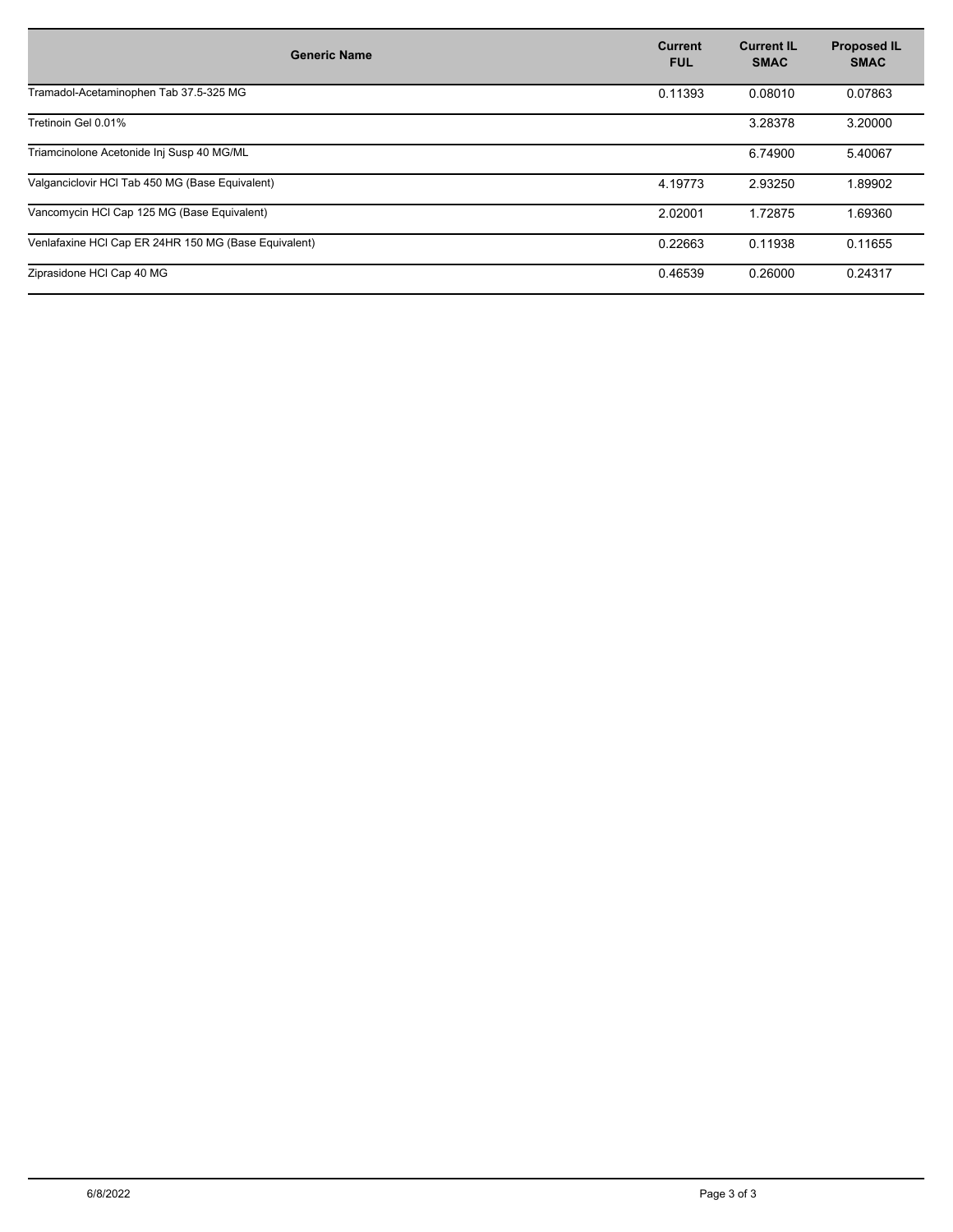| Generic Name | Current FUL | Current IL SMAC | Proposed IL SMAC |
|---|---|---|---|
| Tramadol-Acetaminophen Tab 37.5-325 MG | 0.11393 | 0.08010 | 0.07863 |
| Tretinoin Gel 0.01% | | 3.28378 | 3.20000 |
| Triamcinolone Acetonide Inj Susp 40 MG/ML | | 6.74900 | 5.40067 |
| Valganciclovir HCl Tab 450 MG (Base Equivalent) | 4.19773 | 2.93250 | 1.89902 |
| Vancomycin HCl Cap 125 MG (Base Equivalent) | 2.02001 | 1.72875 | 1.69360 |
| Venlafaxine HCl Cap ER 24HR 150 MG (Base Equivalent) | 0.22663 | 0.11938 | 0.11655 |
| Ziprasidone HCl Cap 40 MG | 0.46539 | 0.26000 | 0.24317 |

6/8/2022